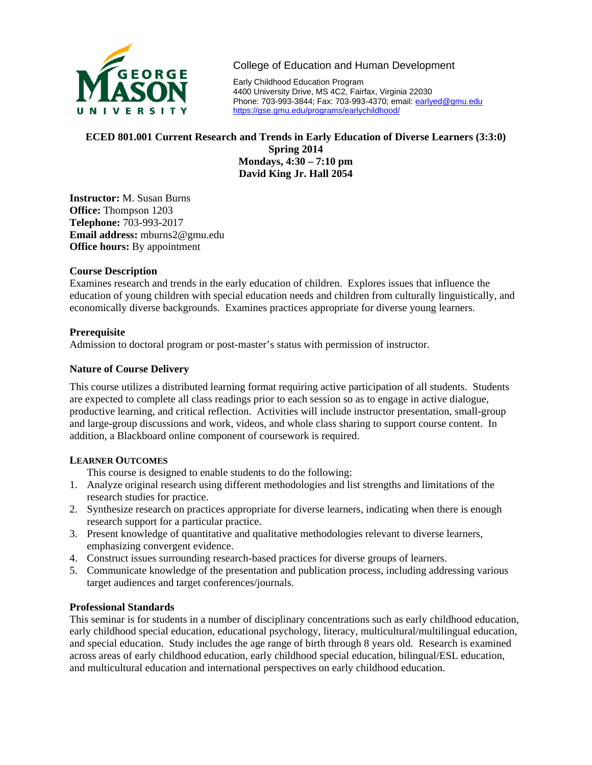College of Education and Human Development

Early Childhood Education Program
4400 University Drive, MS 4C2, Fairfax, Virginia 22030
Phone: 703-993-3844; Fax: 703-993-4370; email: earlyed@gmu.edu
https://gse.gmu.edu/programs/earlychildhood/

**ECED 801.001 Current Research and Trends in Early Education of Diverse Learners (3:3:0)**
**Spring 2014**
**Mondays, 4:30 – 7:10 pm**
**David King Jr. Hall 2054**

**Instructor:** M. Susan Burns
**Office:** Thompson 1203
**Telephone:** 703-993-2017
**Email address:** mburns2@gmu.edu
**Office hours:** By appointment

### Course Description

Examines research and trends in the early education of children. Explores issues that influence the education of young children with special education needs and children from culturally linguistically, and economically diverse backgrounds. Examines practices appropriate for diverse young learners.

### Prerequisite

Admission to doctoral program or post-master's status with permission of instructor.

### Nature of Course Delivery

This course utilizes a distributed learning format requiring active participation of all students. Students are expected to complete all class readings prior to each session so as to engage in active dialogue, productive learning, and critical reflection. Activities will include instructor presentation, small-group and large-group discussions and work, videos, and whole class sharing to support course content. In addition, a Blackboard online component of coursework is required.

### Learner Outcomes

This course is designed to enable students to do the following:

1. Analyze original research using different methodologies and list strengths and limitations of the research studies for practice.
2. Synthesize research on practices appropriate for diverse learners, indicating when there is enough research support for a particular practice.
3. Present knowledge of quantitative and qualitative methodologies relevant to diverse learners, emphasizing convergent evidence.
4. Construct issues surrounding research-based practices for diverse groups of learners.
5. Communicate knowledge of the presentation and publication process, including addressing various target audiences and target conferences/journals.

### Professional Standards

This seminar is for students in a number of disciplinary concentrations such as early childhood education, early childhood special education, educational psychology, literacy, multicultural/multilingual education, and special education. Study includes the age range of birth through 8 years old. Research is examined across areas of early childhood education, early childhood special education, bilingual/ESL education, and multicultural education and international perspectives on early childhood education.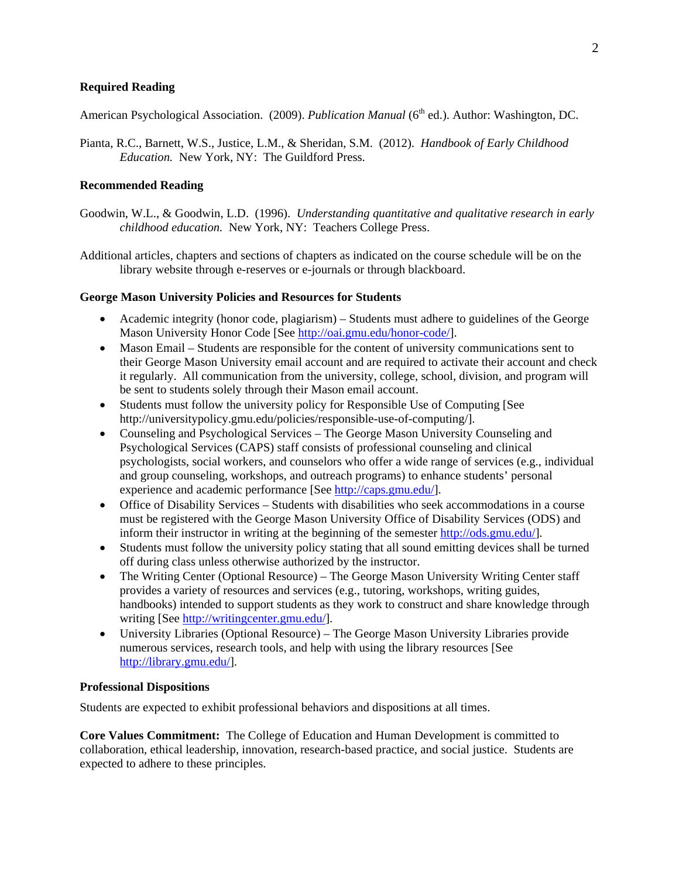**Required Reading**

American Psychological Association. (2009). *Publication Manual* (6th ed.). Author: Washington, DC.

Pianta, R.C., Barnett, W.S., Justice, L.M., & Sheridan, S.M. (2012). *Handbook of Early Childhood Education.* New York, NY: The Guildford Press.

**Recommended Reading**

Goodwin, W.L., & Goodwin, L.D. (1996). *Understanding quantitative and qualitative research in early childhood education.* New York, NY: Teachers College Press.

Additional articles, chapters and sections of chapters as indicated on the course schedule will be on the library website through e-reserves or e-journals or through blackboard.

**George Mason University Policies and Resources for Students**

- Academic integrity (honor code, plagiarism) – Students must adhere to guidelines of the George Mason University Honor Code [See http://oai.gmu.edu/honor-code/].
- Mason Email – Students are responsible for the content of university communications sent to their George Mason University email account and are required to activate their account and check it regularly. All communication from the university, college, school, division, and program will be sent to students solely through their Mason email account.
- Students must follow the university policy for Responsible Use of Computing [See http://universitypolicy.gmu.edu/policies/responsible-use-of-computing/].
- Counseling and Psychological Services – The George Mason University Counseling and Psychological Services (CAPS) staff consists of professional counseling and clinical psychologists, social workers, and counselors who offer a wide range of services (e.g., individual and group counseling, workshops, and outreach programs) to enhance students' personal experience and academic performance [See http://caps.gmu.edu/].
- Office of Disability Services – Students with disabilities who seek accommodations in a course must be registered with the George Mason University Office of Disability Services (ODS) and inform their instructor in writing at the beginning of the semester http://ods.gmu.edu/].
- Students must follow the university policy stating that all sound emitting devices shall be turned off during class unless otherwise authorized by the instructor.
- The Writing Center (Optional Resource) – The George Mason University Writing Center staff provides a variety of resources and services (e.g., tutoring, workshops, writing guides, handbooks) intended to support students as they work to construct and share knowledge through writing [See http://writingcenter.gmu.edu/].
- University Libraries (Optional Resource) – The George Mason University Libraries provide numerous services, research tools, and help with using the library resources [See http://library.gmu.edu/].

**Professional Dispositions**

Students are expected to exhibit professional behaviors and dispositions at all times.

**Core Values Commitment:** The College of Education and Human Development is committed to collaboration, ethical leadership, innovation, research-based practice, and social justice. Students are expected to adhere to these principles.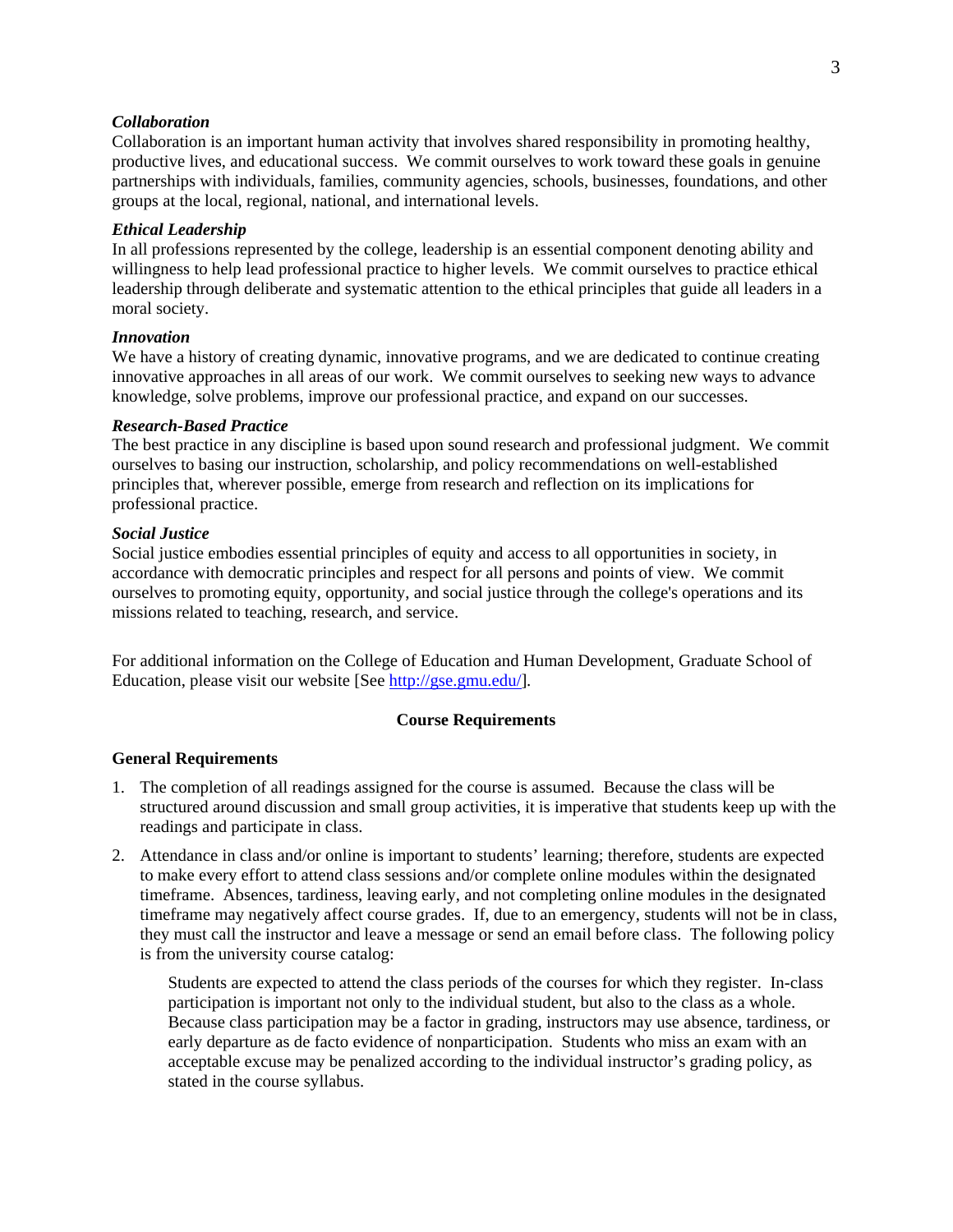***Collaboration***
Collaboration is an important human activity that involves shared responsibility in promoting healthy, productive lives, and educational success. We commit ourselves to work toward these goals in genuine partnerships with individuals, families, community agencies, schools, businesses, foundations, and other groups at the local, regional, national, and international levels.

***Ethical Leadership***
In all professions represented by the college, leadership is an essential component denoting ability and willingness to help lead professional practice to higher levels. We commit ourselves to practice ethical leadership through deliberate and systematic attention to the ethical principles that guide all leaders in a moral society.

***Innovation***
We have a history of creating dynamic, innovative programs, and we are dedicated to continue creating innovative approaches in all areas of our work. We commit ourselves to seeking new ways to advance knowledge, solve problems, improve our professional practice, and expand on our successes.

***Research-Based Practice***
The best practice in any discipline is based upon sound research and professional judgment. We commit ourselves to basing our instruction, scholarship, and policy recommendations on well-established principles that, wherever possible, emerge from research and reflection on its implications for professional practice.

***Social Justice***
Social justice embodies essential principles of equity and access to all opportunities in society, in accordance with democratic principles and respect for all persons and points of view. We commit ourselves to promoting equity, opportunity, and social justice through the college's operations and its missions related to teaching, research, and service.

For additional information on the College of Education and Human Development, Graduate School of Education, please visit our website [See http://gse.gmu.edu/].

## Course Requirements

### General Requirements

1. The completion of all readings assigned for the course is assumed. Because the class will be structured around discussion and small group activities, it is imperative that students keep up with the readings and participate in class.
2. Attendance in class and/or online is important to students' learning; therefore, students are expected to make every effort to attend class sessions and/or complete online modules within the designated timeframe. Absences, tardiness, leaving early, and not completing online modules in the designated timeframe may negatively affect course grades. If, due to an emergency, students will not be in class, they must call the instructor and leave a message or send an email before class. The following policy is from the university course catalog:

   > Students are expected to attend the class periods of the courses for which they register. In-class participation is important not only to the individual student, but also to the class as a whole. Because class participation may be a factor in grading, instructors may use absence, tardiness, or early departure as de facto evidence of nonparticipation. Students who miss an exam with an acceptable excuse may be penalized according to the individual instructor's grading policy, as stated in the course syllabus.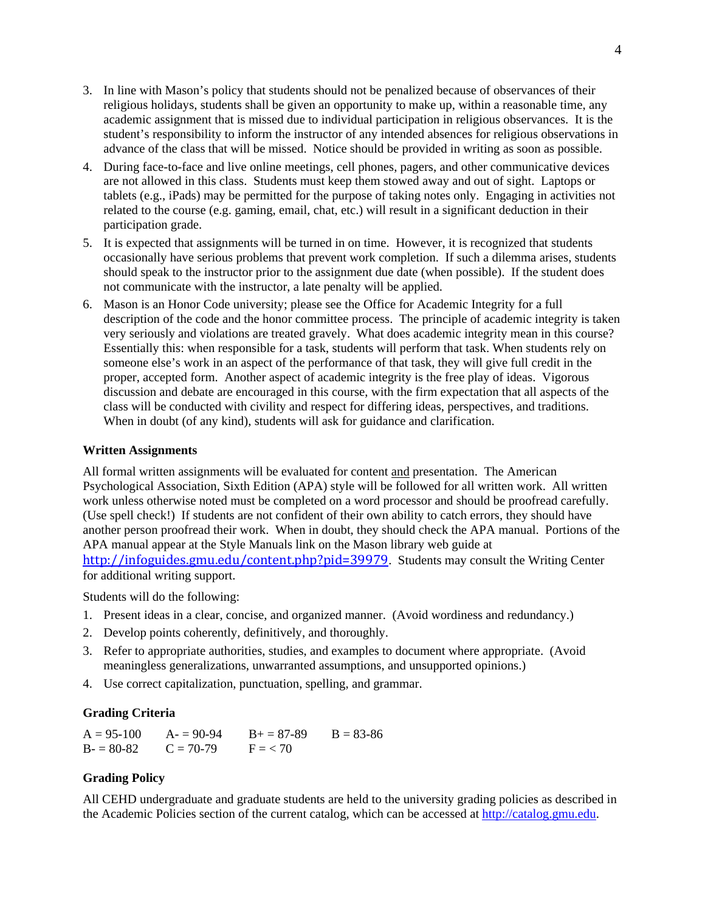3. In line with Mason's policy that students should not be penalized because of observances of their religious holidays, students shall be given an opportunity to make up, within a reasonable time, any academic assignment that is missed due to individual participation in religious observances. It is the student's responsibility to inform the instructor of any intended absences for religious observations in advance of the class that will be missed. Notice should be provided in writing as soon as possible.
4. During face-to-face and live online meetings, cell phones, pagers, and other communicative devices are not allowed in this class. Students must keep them stowed away and out of sight. Laptops or tablets (e.g., iPads) may be permitted for the purpose of taking notes only. Engaging in activities not related to the course (e.g. gaming, email, chat, etc.) will result in a significant deduction in their participation grade.
5. It is expected that assignments will be turned in on time. However, it is recognized that students occasionally have serious problems that prevent work completion. If such a dilemma arises, students should speak to the instructor prior to the assignment due date (when possible). If the student does not communicate with the instructor, a late penalty will be applied.
6. Mason is an Honor Code university; please see the Office for Academic Integrity for a full description of the code and the honor committee process. The principle of academic integrity is taken very seriously and violations are treated gravely. What does academic integrity mean in this course? Essentially this: when responsible for a task, students will perform that task. When students rely on someone else's work in an aspect of the performance of that task, they will give full credit in the proper, accepted form. Another aspect of academic integrity is the free play of ideas. Vigorous discussion and debate are encouraged in this course, with the firm expectation that all aspects of the class will be conducted with civility and respect for differing ideas, perspectives, and traditions. When in doubt (of any kind), students will ask for guidance and clarification.

**Written Assignments**

All formal written assignments will be evaluated for content and presentation. The American Psychological Association, Sixth Edition (APA) style will be followed for all written work. All written work unless otherwise noted must be completed on a word processor and should be proofread carefully. (Use spell check!) If students are not confident of their own ability to catch errors, they should have another person proofread their work. When in doubt, they should check the APA manual. Portions of the APA manual appear at the Style Manuals link on the Mason library web guide at http://infoguides.gmu.edu/content.php?pid=39979. Students may consult the Writing Center for additional writing support.

Students will do the following:

1. Present ideas in a clear, concise, and organized manner. (Avoid wordiness and redundancy.)
2. Develop points coherently, definitively, and thoroughly.
3. Refer to appropriate authorities, studies, and examples to document where appropriate. (Avoid meaningless generalizations, unwarranted assumptions, and unsupported opinions.)
4. Use correct capitalization, punctuation, spelling, and grammar.

**Grading Criteria**

| | | | |
|---|---|---|---|
| A = 95-100 | A- = 90-94 | B+ = 87-89 | B = 83-86 |
| B- = 80-82 | C = 70-79 | F = < 70 | |

**Grading Policy**

All CEHD undergraduate and graduate students are held to the university grading policies as described in the Academic Policies section of the current catalog, which can be accessed at http://catalog.gmu.edu.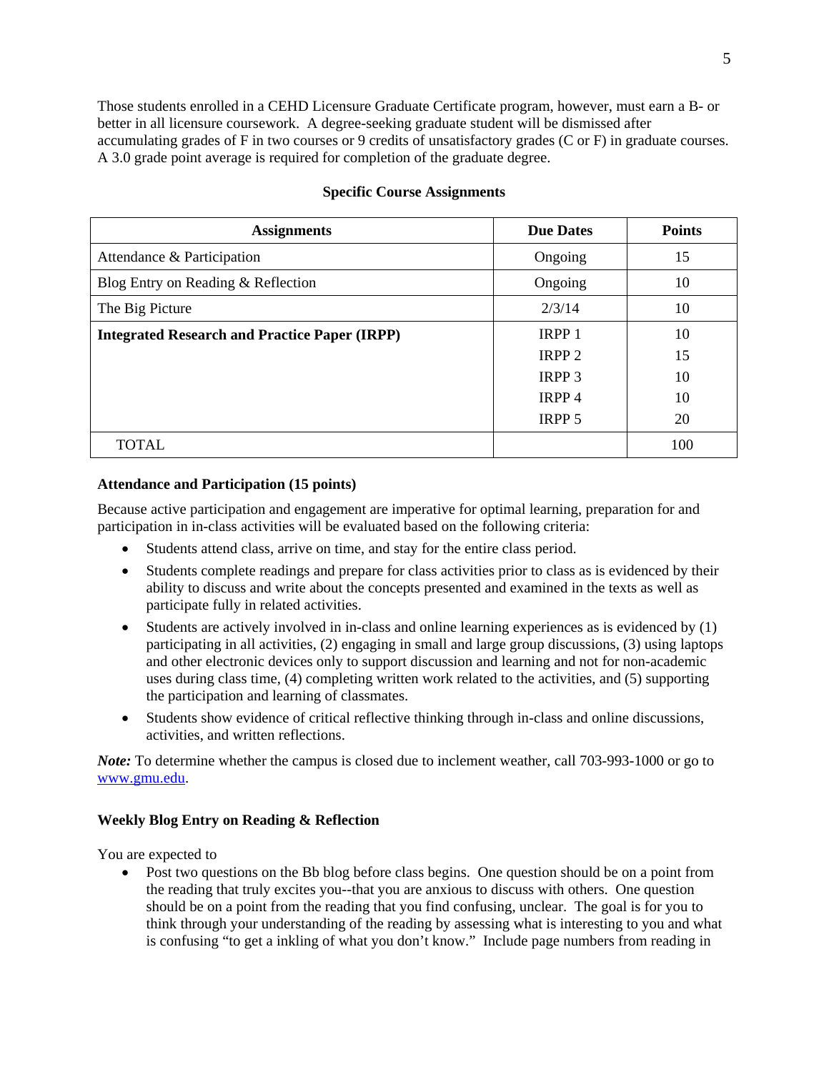Those students enrolled in a CEHD Licensure Graduate Certificate program, however, must earn a B- or better in all licensure coursework. A degree-seeking graduate student will be dismissed after accumulating grades of F in two courses or 9 credits of unsatisfactory grades (C or F) in graduate courses. A 3.0 grade point average is required for completion of the graduate degree.

**Specific Course Assignments**

| Assignments | Due Dates | Points |
|---|---|---|
| Attendance & Participation | Ongoing | 15 |
| Blog Entry on Reading & Reflection | Ongoing | 10 |
| The Big Picture | 2/3/14 | 10 |
| **Integrated Research and Practice Paper (IRPP)** | IRPP 1 | 10 |
| | IRPP 2 | 15 |
| | IRPP 3 | 10 |
| | IRPP 4 | 10 |
| | IRPP 5 | 20 |
| TOTAL | | 100 |

**Attendance and Participation (15 points)**

Because active participation and engagement are imperative for optimal learning, preparation for and participation in in-class activities will be evaluated based on the following criteria:

- Students attend class, arrive on time, and stay for the entire class period.
- Students complete readings and prepare for class activities prior to class as is evidenced by their ability to discuss and write about the concepts presented and examined in the texts as well as participate fully in related activities.
- Students are actively involved in in-class and online learning experiences as is evidenced by (1) participating in all activities, (2) engaging in small and large group discussions, (3) using laptops and other electronic devices only to support discussion and learning and not for non-academic uses during class time, (4) completing written work related to the activities, and (5) supporting the participation and learning of classmates.
- Students show evidence of critical reflective thinking through in-class and online discussions, activities, and written reflections.

***Note:*** To determine whether the campus is closed due to inclement weather, call 703-993-1000 or go to www.gmu.edu.

**Weekly Blog Entry on Reading & Reflection**

You are expected to

- Post two questions on the Bb blog before class begins. One question should be on a point from the reading that truly excites you--that you are anxious to discuss with others. One question should be on a point from the reading that you find confusing, unclear. The goal is for you to think through your understanding of the reading by assessing what is interesting to you and what is confusing "to get a inkling of what you don't know." Include page numbers from reading in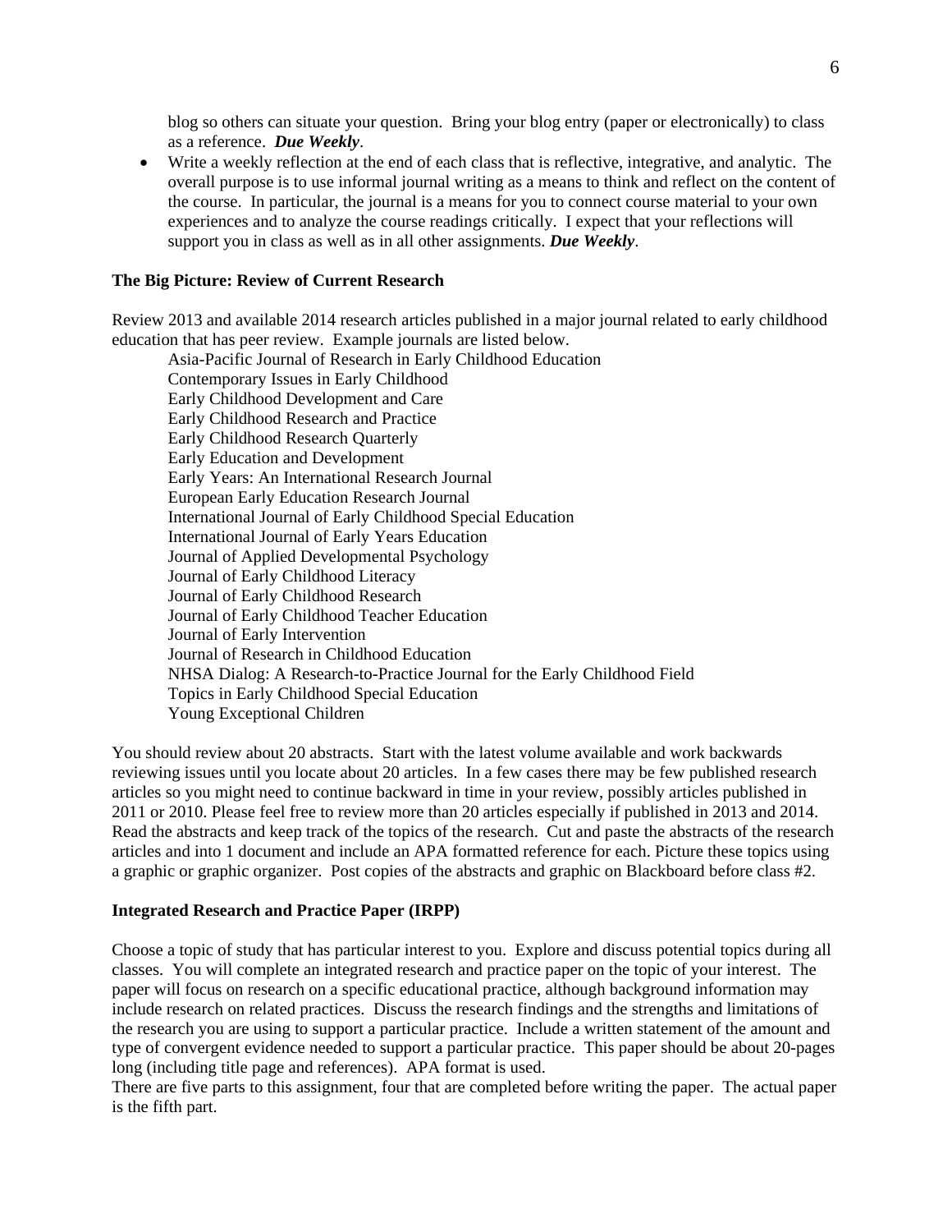blog so others can situate your question. Bring your blog entry (paper or electronically) to class as a reference. ***Due Weekly***.

- Write a weekly reflection at the end of each class that is reflective, integrative, and analytic. The overall purpose is to use informal journal writing as a means to think and reflect on the content of the course. In particular, the journal is a means for you to connect course material to your own experiences and to analyze the course readings critically. I expect that your reflections will support you in class as well as in all other assignments. ***Due Weekly***.

**The Big Picture: Review of Current Research**

Review 2013 and available 2014 research articles published in a major journal related to early childhood education that has peer review. Example journals are listed below.

Asia-Pacific Journal of Research in Early Childhood Education
Contemporary Issues in Early Childhood
Early Childhood Development and Care
Early Childhood Research and Practice
Early Childhood Research Quarterly
Early Education and Development
Early Years: An International Research Journal
European Early Education Research Journal
International Journal of Early Childhood Special Education
International Journal of Early Years Education
Journal of Applied Developmental Psychology
Journal of Early Childhood Literacy
Journal of Early Childhood Research
Journal of Early Childhood Teacher Education
Journal of Early Intervention
Journal of Research in Childhood Education
NHSA Dialog: A Research-to-Practice Journal for the Early Childhood Field
Topics in Early Childhood Special Education
Young Exceptional Children

You should review about 20 abstracts. Start with the latest volume available and work backwards reviewing issues until you locate about 20 articles. In a few cases there may be few published research articles so you might need to continue backward in time in your review, possibly articles published in 2011 or 2010. Please feel free to review more than 20 articles especially if published in 2013 and 2014. Read the abstracts and keep track of the topics of the research. Cut and paste the abstracts of the research articles and into 1 document and include an APA formatted reference for each. Picture these topics using a graphic or graphic organizer. Post copies of the abstracts and graphic on Blackboard before class #2.

**Integrated Research and Practice Paper (IRPP)**

Choose a topic of study that has particular interest to you. Explore and discuss potential topics during all classes. You will complete an integrated research and practice paper on the topic of your interest. The paper will focus on research on a specific educational practice, although background information may include research on related practices. Discuss the research findings and the strengths and limitations of the research you are using to support a particular practice. Include a written statement of the amount and type of convergent evidence needed to support a particular practice. This paper should be about 20-pages long (including title page and references). APA format is used.
There are five parts to this assignment, four that are completed before writing the paper. The actual paper is the fifth part.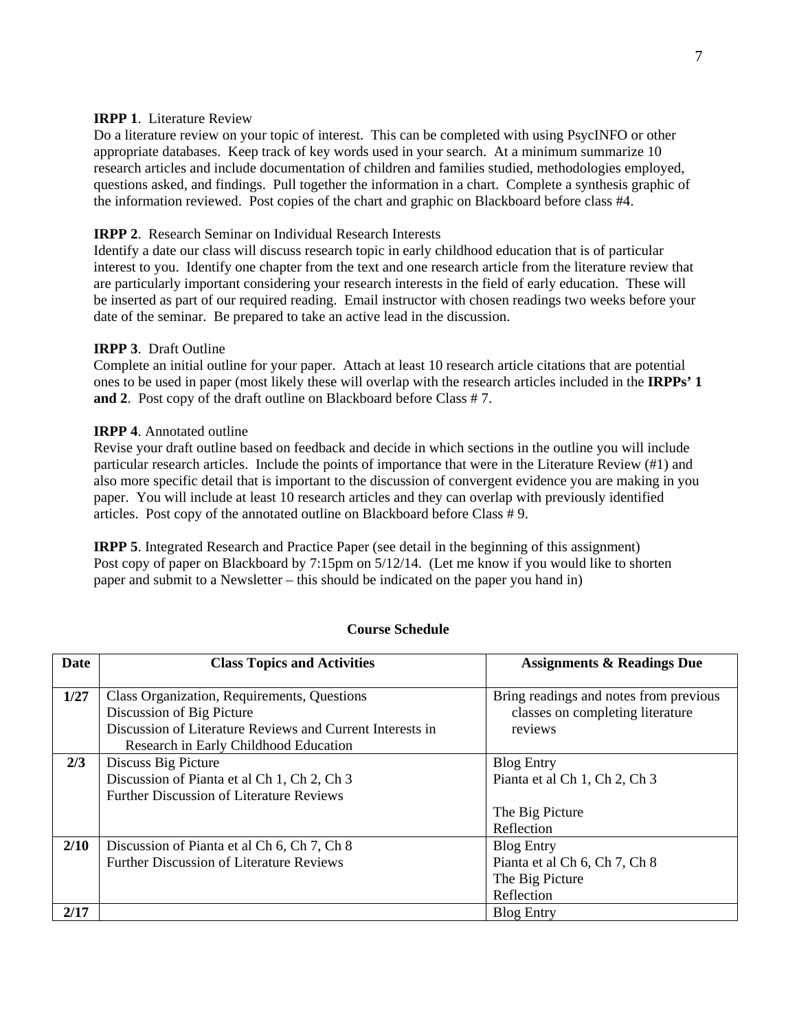**IRPP 1**. Literature Review
Do a literature review on your topic of interest. This can be completed with using PsycINFO or other appropriate databases. Keep track of key words used in your search. At a minimum summarize 10 research articles and include documentation of children and families studied, methodologies employed, questions asked, and findings. Pull together the information in a chart. Complete a synthesis graphic of the information reviewed. Post copies of the chart and graphic on Blackboard before class #4.

**IRPP 2**. Research Seminar on Individual Research Interests
Identify a date our class will discuss research topic in early childhood education that is of particular interest to you. Identify one chapter from the text and one research article from the literature review that are particularly important considering your research interests in the field of early education. These will be inserted as part of our required reading. Email instructor with chosen readings two weeks before your date of the seminar. Be prepared to take an active lead in the discussion.

**IRPP 3**. Draft Outline
Complete an initial outline for your paper. Attach at least 10 research article citations that are potential ones to be used in paper (most likely these will overlap with the research articles included in the **IRPPs' 1 and 2**. Post copy of the draft outline on Blackboard before Class # 7.

**IRPP 4**. Annotated outline
Revise your draft outline based on feedback and decide in which sections in the outline you will include particular research articles. Include the points of importance that were in the Literature Review (#1) and also more specific detail that is important to the discussion of convergent evidence you are making in you paper. You will include at least 10 research articles and they can overlap with previously identified articles. Post copy of the annotated outline on Blackboard before Class # 9.

**IRPP 5**. Integrated Research and Practice Paper (see detail in the beginning of this assignment)
Post copy of paper on Blackboard by 7:15pm on 5/12/14. (Let me know if you would like to shorten paper and submit to a Newsletter – this should be indicated on the paper you hand in)

## Course Schedule

| Date | Class Topics and Activities | Assignments & Readings Due |
|---|---|---|
| **1/27** | Class Organization, Requirements, Questions<br>Discussion of Big Picture<br>Discussion of Literature Reviews and Current Interests in Research in Early Childhood Education | Bring readings and notes from previous classes on completing literature reviews |
| **2/3** | Discuss Big Picture<br>Discussion of Pianta et al Ch 1, Ch 2, Ch 3<br>Further Discussion of Literature Reviews | Blog Entry<br>Pianta et al Ch 1, Ch 2, Ch 3<br><br>The Big Picture<br>Reflection |
| **2/10** | Discussion of Pianta et al Ch 6, Ch 7, Ch 8<br>Further Discussion of Literature Reviews | Blog Entry<br>Pianta et al Ch 6, Ch 7, Ch 8<br>The Big Picture<br>Reflection |
| **2/17** | | Blog Entry |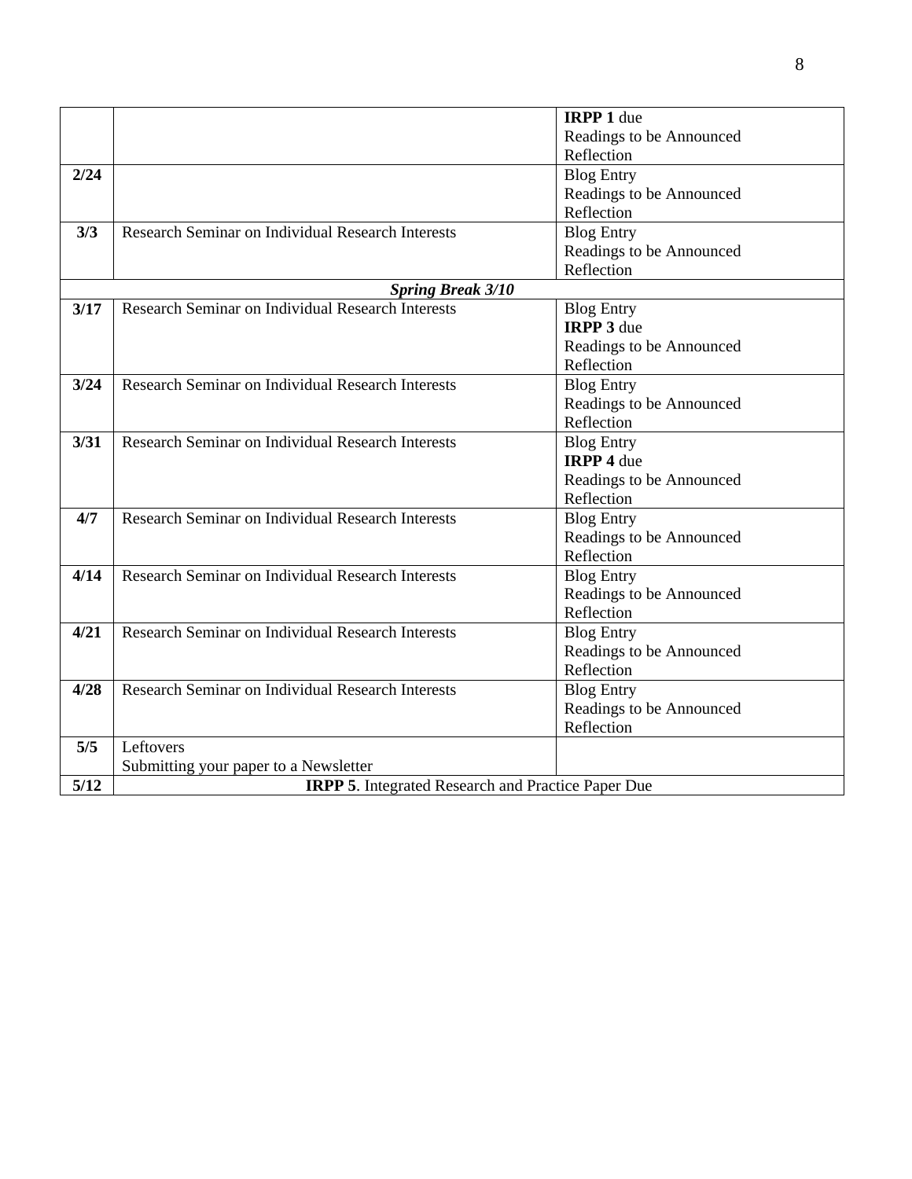| | | |
|---|---|---|
| | | **IRPP 1** due<br>Readings to be Announced<br>Reflection |
| **2/24** | | Blog Entry<br>Readings to be Announced<br>Reflection |
| **3/3** | Research Seminar on Individual Research Interests | Blog Entry<br>Readings to be Announced<br>Reflection |
| | ***Spring Break 3/10*** | |
| **3/17** | Research Seminar on Individual Research Interests | Blog Entry<br>**IRPP 3** due<br>Readings to be Announced<br>Reflection |
| **3/24** | Research Seminar on Individual Research Interests | Blog Entry<br>Readings to be Announced<br>Reflection |
| **3/31** | Research Seminar on Individual Research Interests | Blog Entry<br>**IRPP 4** due<br>Readings to be Announced<br>Reflection |
| **4/7** | Research Seminar on Individual Research Interests | Blog Entry<br>Readings to be Announced<br>Reflection |
| **4/14** | Research Seminar on Individual Research Interests | Blog Entry<br>Readings to be Announced<br>Reflection |
| **4/21** | Research Seminar on Individual Research Interests | Blog Entry<br>Readings to be Announced<br>Reflection |
| **4/28** | Research Seminar on Individual Research Interests | Blog Entry<br>Readings to be Announced<br>Reflection |
| **5/5** | Leftovers<br>Submitting your paper to a Newsletter | |
| **5/12** | **IRPP 5**. Integrated Research and Practice Paper Due | |